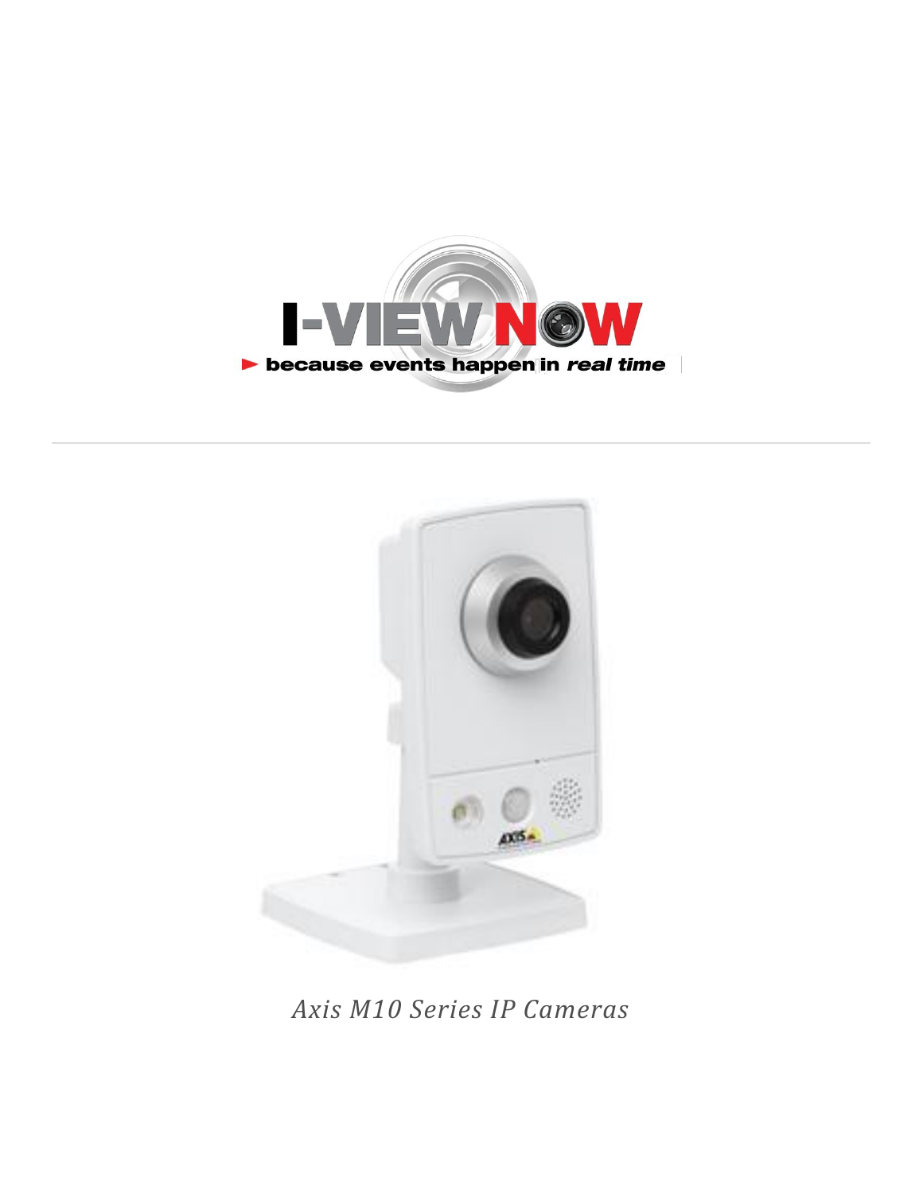I-VIEW NOW

► because events happen in *real time*

---

*Axis M10 Series IP Cameras*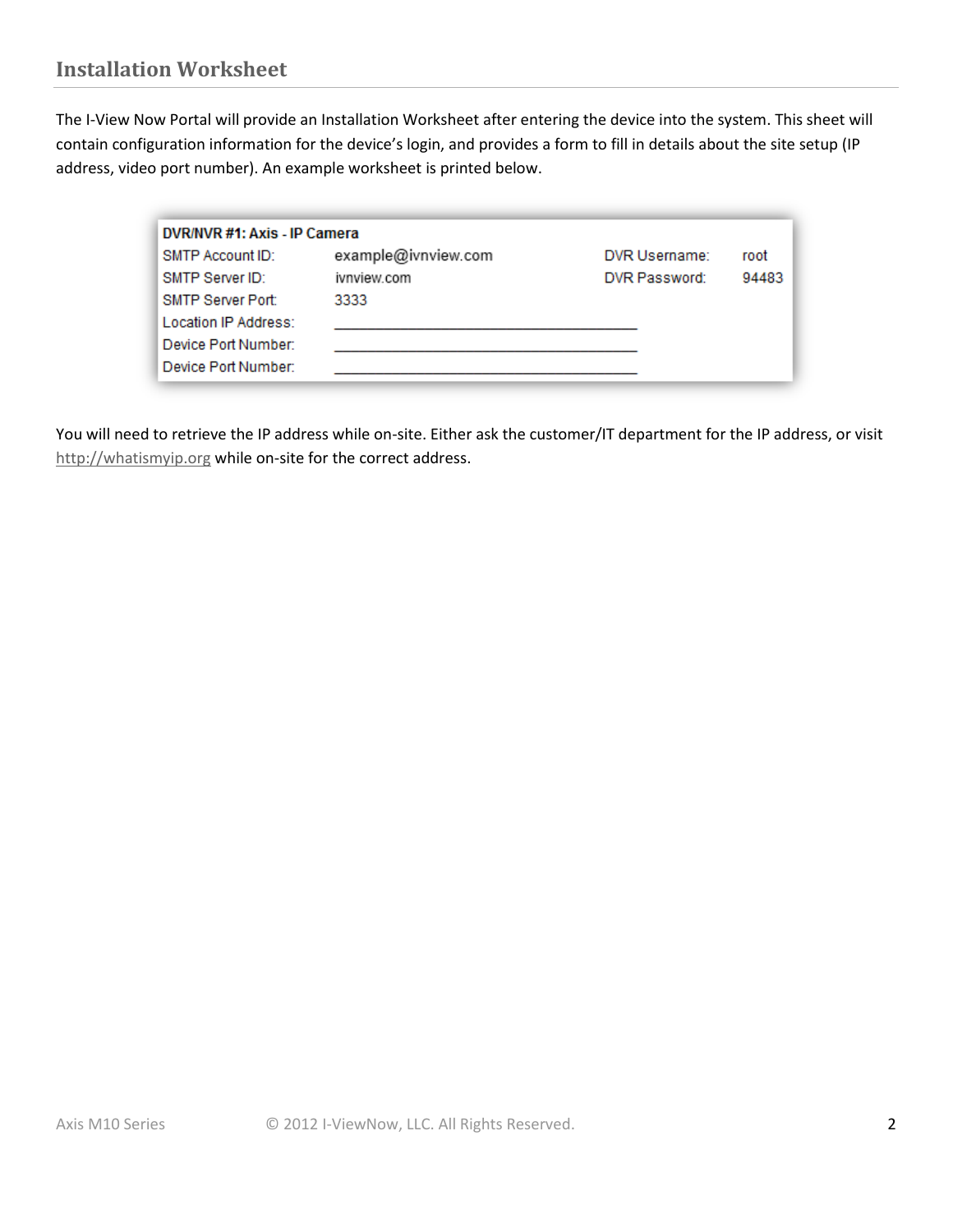## Installation Worksheet

The I-View Now Portal will provide an Installation Worksheet after entering the device into the system. This sheet will contain configuration information for the device's login, and provides a form to fill in details about the site setup (IP address, video port number). An example worksheet is printed below.

| DVR/NVR #1: Axis - IP Camera | | | |
|---|---|---|---|
| SMTP Account ID: | example@ivnview.com | DVR Username: | root |
| SMTP Server ID: | ivnview.com | DVR Password: | 94483 |
| SMTP Server Port: | 3333 | | |
| Location IP Address: | ____________________________________ | | |
| Device Port Number: | ____________________________________ | | |
| Device Port Number: | ____________________________________ | | |

You will need to retrieve the IP address while on-site. Either ask the customer/IT department for the IP address, or visit http://whatismyip.org while on-site for the correct address.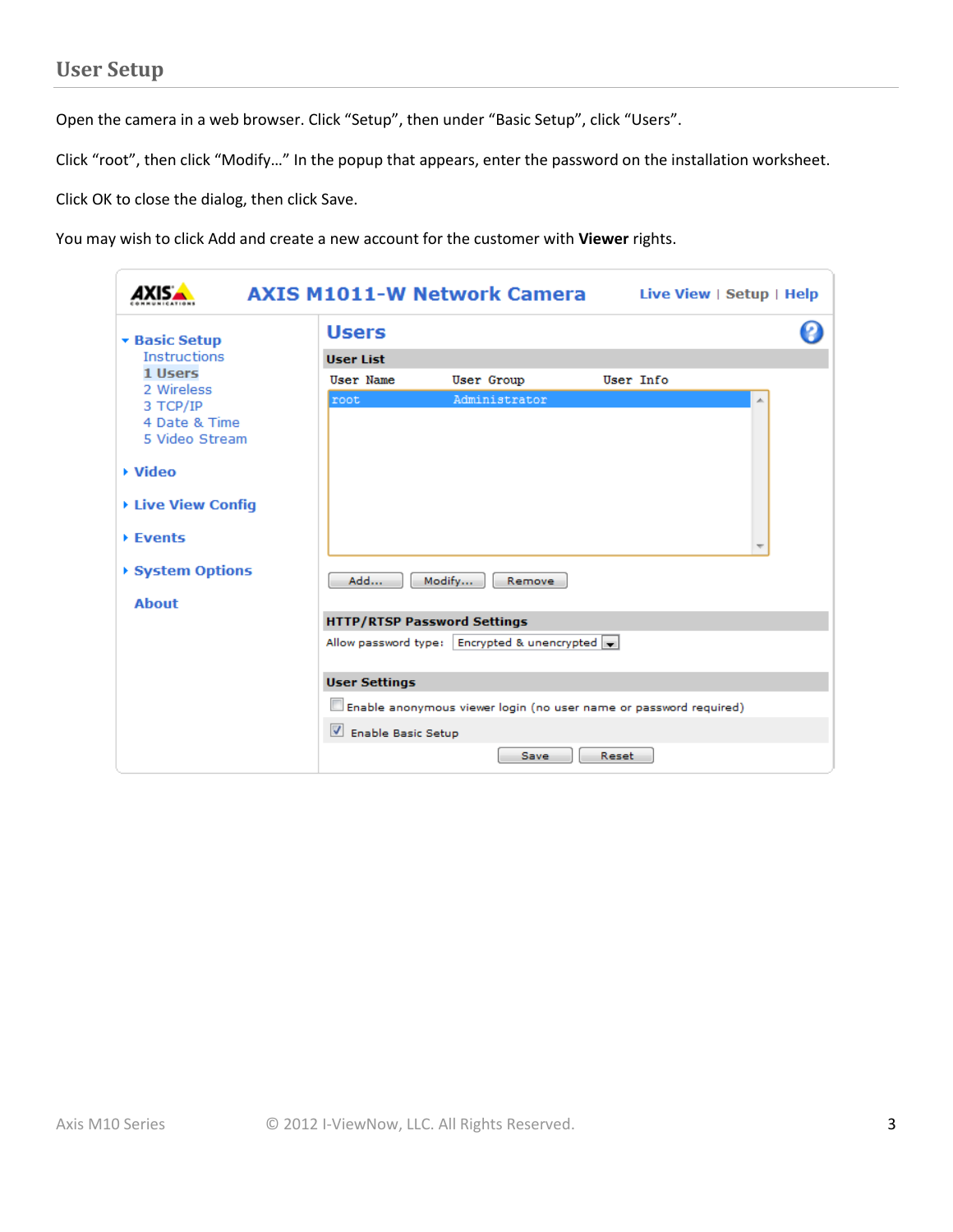## User Setup

Open the camera in a web browser. Click “Setup”, then under “Basic Setup”, click “Users”.

Click “root”, then click “Modify…” In the popup that appears, enter the password on the installation worksheet.

Click OK to close the dialog, then click Save.

You may wish to click Add and create a new account for the customer with **Viewer** rights.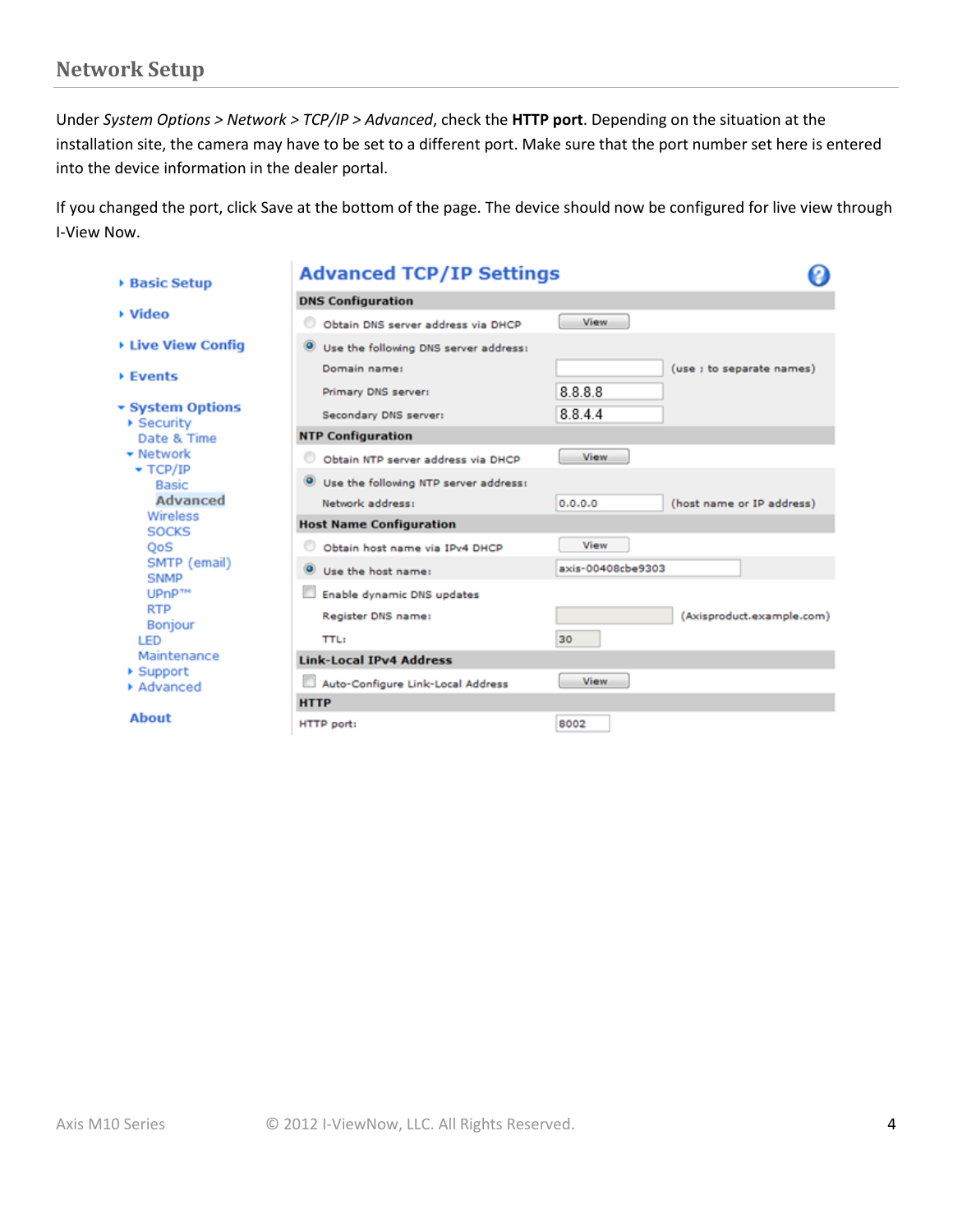## Network Setup

Under *System Options > Network > TCP/IP > Advanced*, check the **HTTP port**. Depending on the situation at the installation site, the camera may have to be set to a different port. Make sure that the port number set here is entered into the device information in the dealer portal.

If you changed the port, click Save at the bottom of the page. The device should now be configured for live view through I-View Now.

- Basic Setup
- Video
- Live View Config
- Events
- System Options
  - Security
  - Date & Time
  - Network
    - TCP/IP
      - Basic
      - Advanced
    - Wireless
    - SOCKS
    - QoS
    - SMTP (email)
    - SNMP
    - UPnP™
    - RTP
    - Bonjour
  - LED
  - Maintenance
  - Support
  - Advanced
- About

**Advanced TCP/IP Settings**

**DNS Configuration**

- Obtain DNS server address via DHCP [View]
- Use the following DNS server address:
  - Domain name: (use ; to separate names)
  - Primary DNS server: 8.8.8.8
  - Secondary DNS server: 8.8.4.4

**NTP Configuration**

- Obtain NTP server address via DHCP [View]
- Use the following NTP server address:
  - Network address: 0.0.0.0 (host name or IP address)

**Host Name Configuration**

- Obtain host name via IPv4 DHCP [View]
- Use the host name: axis-00408cbe9303
- Enable dynamic DNS updates
  - Register DNS name: (Axisproduct.example.com)
  - TTL: 30

**Link-Local IPv4 Address**

- Auto-Configure Link-Local Address [View]

**HTTP**

HTTP port: 8002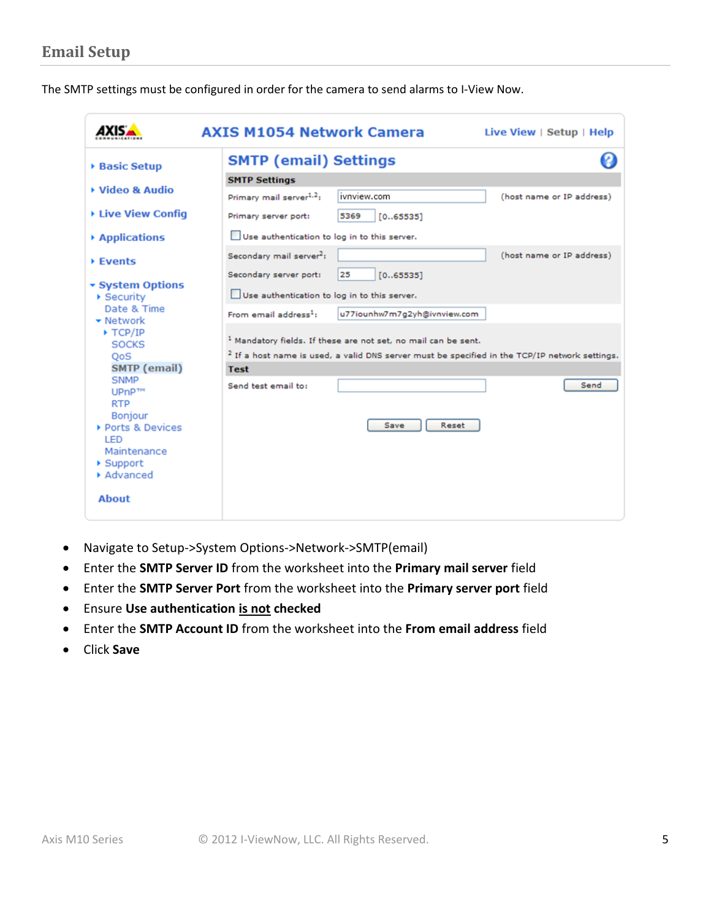## Email Setup

The SMTP settings must be configured in order for the camera to send alarms to I-View Now.

- Navigate to Setup->System Options->Network->SMTP(email)
- Enter the **SMTP Server ID** from the worksheet into the **Primary mail server** field
- Enter the **SMTP Server Port** from the worksheet into the **Primary server port** field
- Ensure **Use authentication <u>is not</u> checked**
- Enter the **SMTP Account ID** from the worksheet into the **From email address** field
- Click **Save**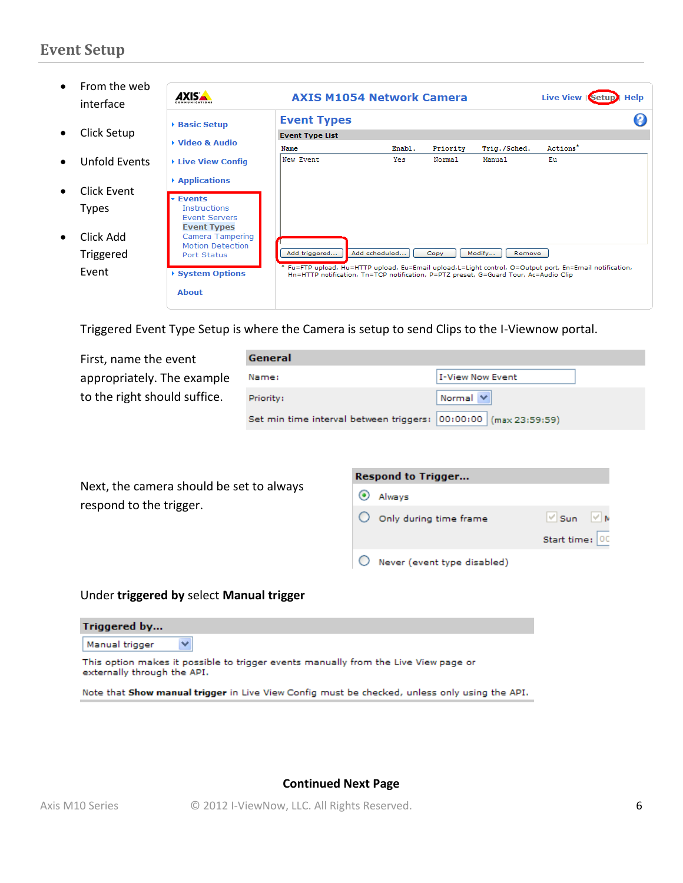## Event Setup

- From the web interface
- Click Setup
- Unfold Events
- Click Event Types
- Click Add Triggered Event

Triggered Event Type Setup is where the Camera is setup to send Clips to the I-Viewnow portal.

First, name the event appropriately. The example to the right should suffice.

Next, the camera should be set to always respond to the trigger.

Under **triggered by** select **Manual trigger**

**Continued Next Page**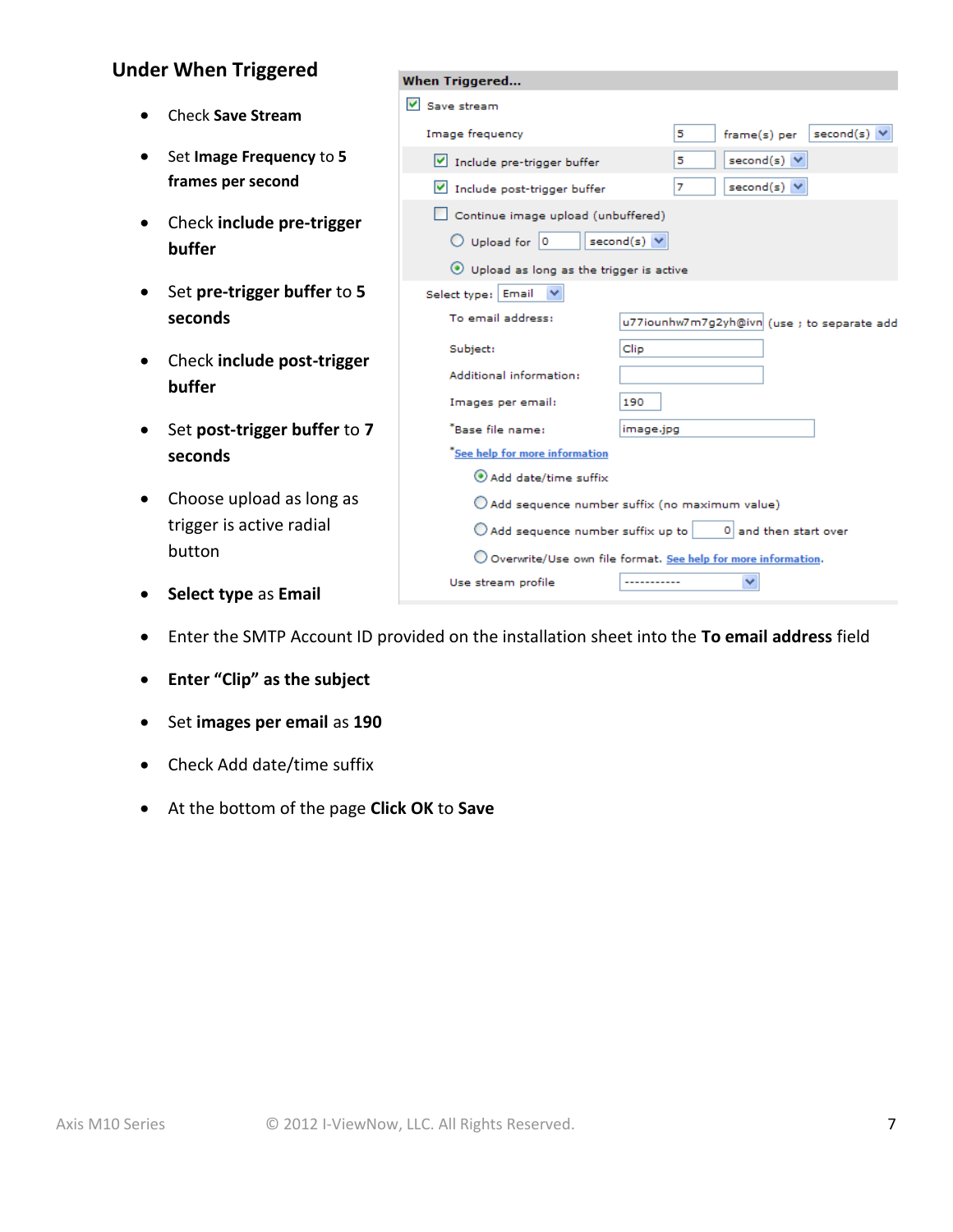## Under When Triggered

- Check **Save Stream**
- Set **Image Frequency** to **5 frames per second**
- Check **include pre-trigger buffer**
- Set **pre-trigger buffer** to **5 seconds**
- Check **include post-trigger buffer**
- Set **post-trigger buffer** to **7 seconds**
- Choose upload as long as trigger is active radial button
- **Select type** as **Email**
- Enter the SMTP Account ID provided on the installation sheet into the **To email address** field
- **Enter "Clip" as the subject**
- Set **images per email** as **190**
- Check Add date/time suffix
- At the bottom of the page **Click OK** to **Save**